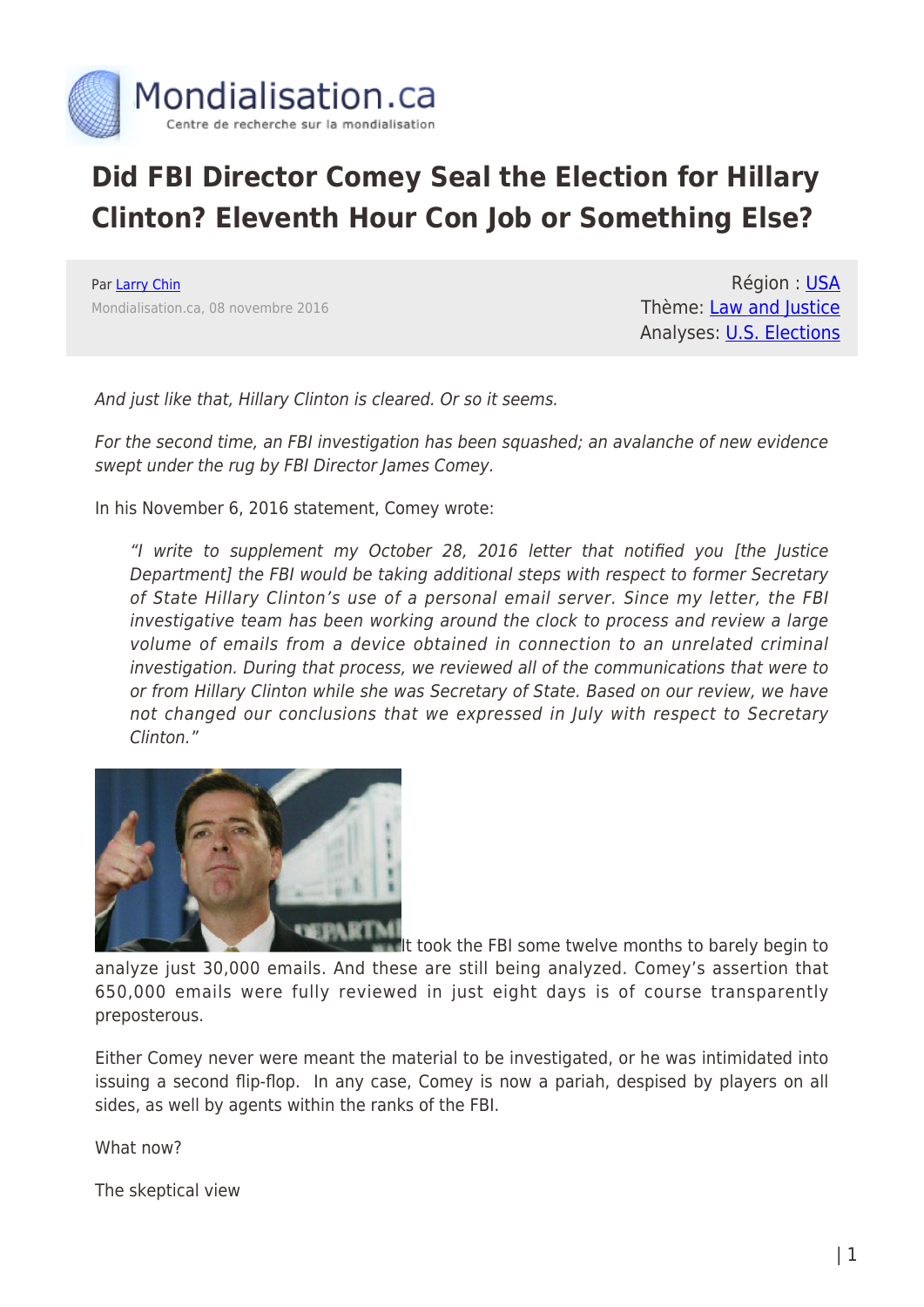# Did FBI Director Comey Seal the Election for Hillary Clinton? Eleventh Hour Con Job or Something Else?

Par Larry Chin
Mondialisation.ca, 08 novembre 2016

Région : USA
Thème: Law and Justice
Analyses: U.S. Elections

*And just like that, Hillary Clinton is cleared. Or so it seems.*

*For the second time, an FBI investigation has been squashed; an avalanche of new evidence swept under the rug by FBI Director James Comey.*

In his November 6, 2016 statement, Comey wrote:

> *"I write to supplement my October 28, 2016 letter that notified you [the Justice Department] the FBI would be taking additional steps with respect to former Secretary of State Hillary Clinton's use of a personal email server. Since my letter, the FBI investigative team has been working around the clock to process and review a large volume of emails from a device obtained in connection to an unrelated criminal investigation. During that process, we reviewed all of the communications that were to or from Hillary Clinton while she was Secretary of State. Based on our review, we have not changed our conclusions that we expressed in July with respect to Secretary Clinton."*

It took the FBI some twelve months to barely begin to analyze just 30,000 emails. And these are still being analyzed. Comey's assertion that 650,000 emails were fully reviewed in just eight days is of course transparently preposterous.

Either Comey never were meant the material to be investigated, or he was intimidated into issuing a second flip-flop. In any case, Comey is now a pariah, despised by players on all sides, as well by agents within the ranks of the FBI.

What now?

The skeptical view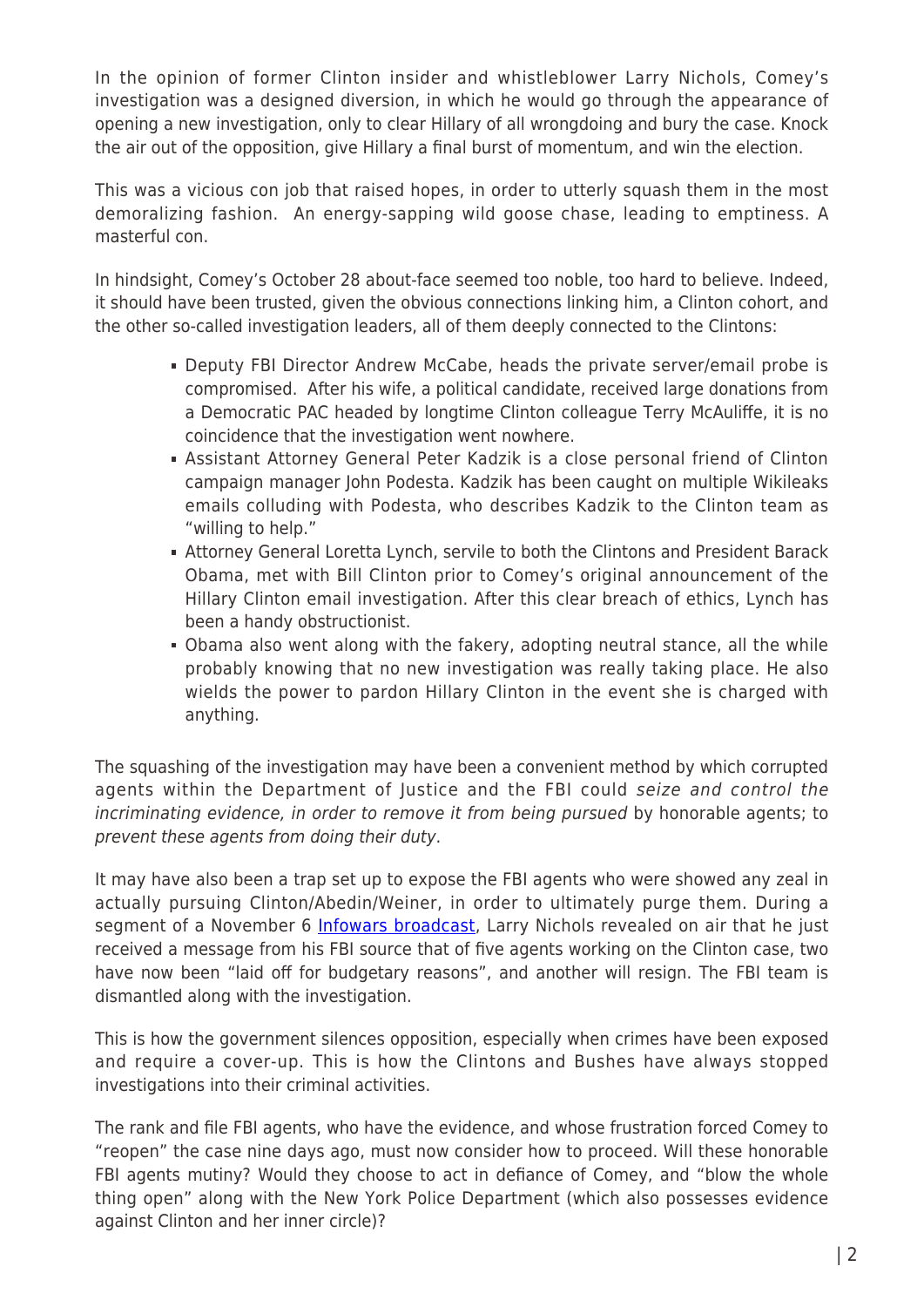In the opinion of former Clinton insider and whistleblower Larry Nichols, Comey's investigation was a designed diversion, in which he would go through the appearance of opening a new investigation, only to clear Hillary of all wrongdoing and bury the case. Knock the air out of the opposition, give Hillary a final burst of momentum, and win the election.

This was a vicious con job that raised hopes, in order to utterly squash them in the most demoralizing fashion. An energy-sapping wild goose chase, leading to emptiness. A masterful con.

In hindsight, Comey's October 28 about-face seemed too noble, too hard to believe. Indeed, it should have been trusted, given the obvious connections linking him, a Clinton cohort, and the other so-called investigation leaders, all of them deeply connected to the Clintons:

- Deputy FBI Director Andrew McCabe, heads the private server/email probe is compromised. After his wife, a political candidate, received large donations from a Democratic PAC headed by longtime Clinton colleague Terry McAuliffe, it is no coincidence that the investigation went nowhere.
- Assistant Attorney General Peter Kadzik is a close personal friend of Clinton campaign manager John Podesta. Kadzik has been caught on multiple Wikileaks emails colluding with Podesta, who describes Kadzik to the Clinton team as "willing to help."
- Attorney General Loretta Lynch, servile to both the Clintons and President Barack Obama, met with Bill Clinton prior to Comey's original announcement of the Hillary Clinton email investigation. After this clear breach of ethics, Lynch has been a handy obstructionist.
- Obama also went along with the fakery, adopting neutral stance, all the while probably knowing that no new investigation was really taking place. He also wields the power to pardon Hillary Clinton in the event she is charged with anything.

The squashing of the investigation may have been a convenient method by which corrupted agents within the Department of Justice and the FBI could *seize and control the incriminating evidence, in order to remove it from being pursued* by honorable agents; to *prevent these agents from doing their duty*.

It may have also been a trap set up to expose the FBI agents who were showed any zeal in actually pursuing Clinton/Abedin/Weiner, in order to ultimately purge them. During a segment of a November 6 Infowars broadcast, Larry Nichols revealed on air that he just received a message from his FBI source that of five agents working on the Clinton case, two have now been "laid off for budgetary reasons", and another will resign. The FBI team is dismantled along with the investigation.

This is how the government silences opposition, especially when crimes have been exposed and require a cover-up. This is how the Clintons and Bushes have always stopped investigations into their criminal activities.

The rank and file FBI agents, who have the evidence, and whose frustration forced Comey to "reopen" the case nine days ago, must now consider how to proceed. Will these honorable FBI agents mutiny? Would they choose to act in defiance of Comey, and "blow the whole thing open" along with the New York Police Department (which also possesses evidence against Clinton and her inner circle)?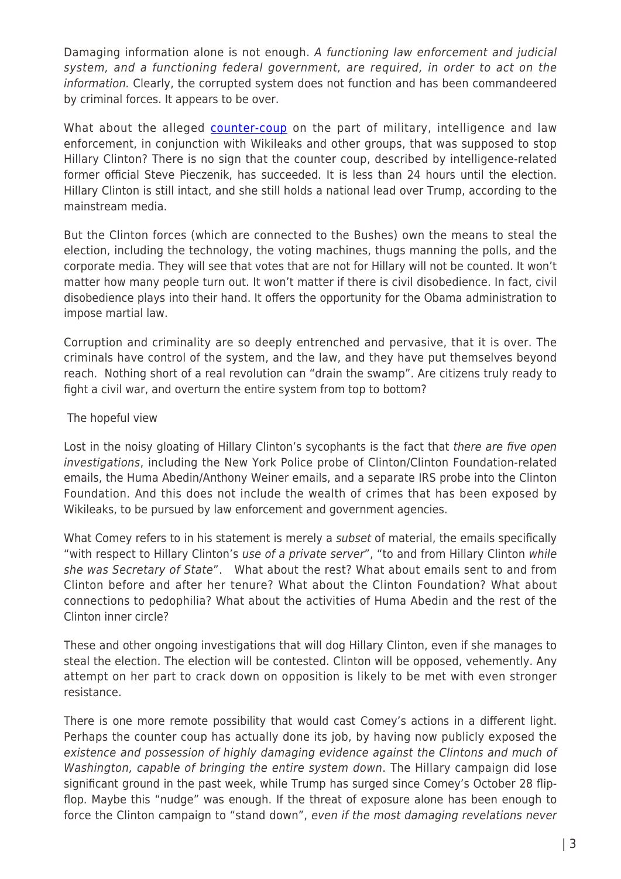Damaging information alone is not enough. *A functioning law enforcement and judicial system, and a functioning federal government, are required, in order to act on the information.* Clearly, the corrupted system does not function and has been commandeered by criminal forces. It appears to be over.

What about the alleged counter-coup on the part of military, intelligence and law enforcement, in conjunction with Wikileaks and other groups, that was supposed to stop Hillary Clinton? There is no sign that the counter coup, described by intelligence-related former official Steve Pieczenik, has succeeded. It is less than 24 hours until the election. Hillary Clinton is still intact, and she still holds a national lead over Trump, according to the mainstream media.

But the Clinton forces (which are connected to the Bushes) own the means to steal the election, including the technology, the voting machines, thugs manning the polls, and the corporate media. They will see that votes that are not for Hillary will not be counted. It won't matter how many people turn out. It won't matter if there is civil disobedience. In fact, civil disobedience plays into their hand. It offers the opportunity for the Obama administration to impose martial law.

Corruption and criminality are so deeply entrenched and pervasive, that it is over. The criminals have control of the system, and the law, and they have put themselves beyond reach. Nothing short of a real revolution can "drain the swamp". Are citizens truly ready to fight a civil war, and overturn the entire system from top to bottom?

The hopeful view

Lost in the noisy gloating of Hillary Clinton's sycophants is the fact that *there are five open investigations*, including the New York Police probe of Clinton/Clinton Foundation-related emails, the Huma Abedin/Anthony Weiner emails, and a separate IRS probe into the Clinton Foundation. And this does not include the wealth of crimes that has been exposed by Wikileaks, to be pursued by law enforcement and government agencies.

What Comey refers to in his statement is merely a *subset* of material, the emails specifically "with respect to Hillary Clinton's *use of a private server*", "to and from Hillary Clinton *while she was Secretary of State*". What about the rest? What about emails sent to and from Clinton before and after her tenure? What about the Clinton Foundation? What about connections to pedophilia? What about the activities of Huma Abedin and the rest of the Clinton inner circle?

These and other ongoing investigations that will dog Hillary Clinton, even if she manages to steal the election. The election will be contested. Clinton will be opposed, vehemently. Any attempt on her part to crack down on opposition is likely to be met with even stronger resistance.

There is one more remote possibility that would cast Comey's actions in a different light. Perhaps the counter coup has actually done its job, by having now publicly exposed the *existence and possession of highly damaging evidence against the Clintons and much of Washington, capable of bringing the entire system down*. The Hillary campaign did lose significant ground in the past week, while Trump has surged since Comey's October 28 flip-flop. Maybe this "nudge" was enough. If the threat of exposure alone has been enough to force the Clinton campaign to "stand down", *even if the most damaging revelations never*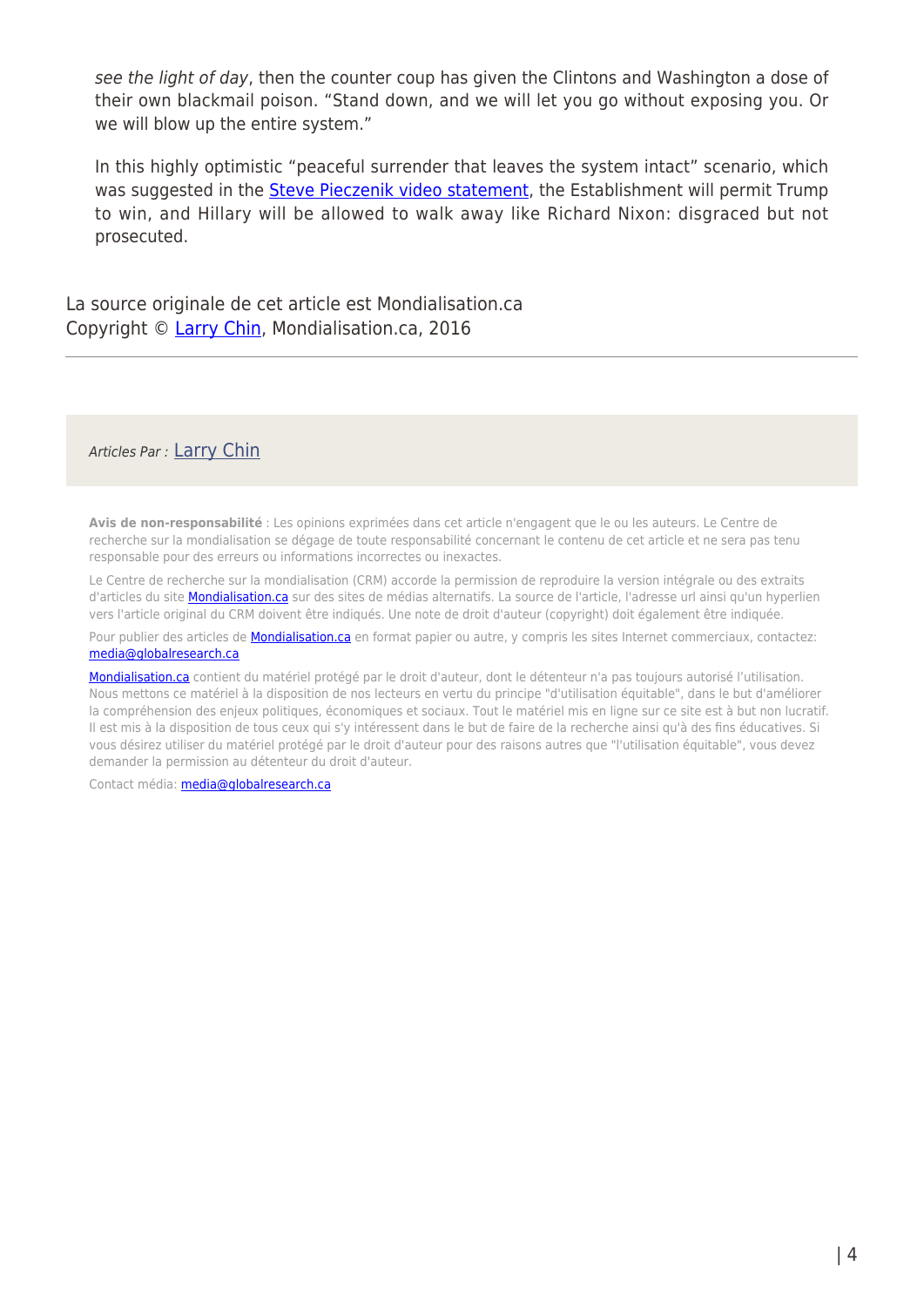*see the light of day*, then the counter coup has given the Clintons and Washington a dose of their own blackmail poison. "Stand down, and we will let you go without exposing you. Or we will blow up the entire system."

In this highly optimistic "peaceful surrender that leaves the system intact" scenario, which was suggested in the Steve Pieczenik video statement, the Establishment will permit Trump to win, and Hillary will be allowed to walk away like Richard Nixon: disgraced but not prosecuted.

La source originale de cet article est Mondialisation.ca
Copyright © Larry Chin, Mondialisation.ca, 2016

---

*Articles Par :* Larry Chin

**Avis de non-responsabilité** : Les opinions exprimées dans cet article n'engagent que le ou les auteurs. Le Centre de recherche sur la mondialisation se dégage de toute responsabilité concernant le contenu de cet article et ne sera pas tenu responsable pour des erreurs ou informations incorrectes ou inexactes.

Le Centre de recherche sur la mondialisation (CRM) accorde la permission de reproduire la version intégrale ou des extraits d'articles du site Mondialisation.ca sur des sites de médias alternatifs. La source de l'article, l'adresse url ainsi qu'un hyperlien vers l'article original du CRM doivent être indiqués. Une note de droit d'auteur (copyright) doit également être indiquée.

Pour publier des articles de Mondialisation.ca en format papier ou autre, y compris les sites Internet commerciaux, contactez: media@globalresearch.ca

Mondialisation.ca contient du matériel protégé par le droit d'auteur, dont le détenteur n'a pas toujours autorisé l'utilisation. Nous mettons ce matériel à la disposition de nos lecteurs en vertu du principe "d'utilisation équitable", dans le but d'améliorer la compréhension des enjeux politiques, économiques et sociaux. Tout le matériel mis en ligne sur ce site est à but non lucratif. Il est mis à la disposition de tous ceux qui s'y intéressent dans le but de faire de la recherche ainsi qu'à des fins éducatives. Si vous désirez utiliser du matériel protégé par le droit d'auteur pour des raisons autres que "l'utilisation équitable", vous devez demander la permission au détenteur du droit d'auteur.

Contact média: media@globalresearch.ca